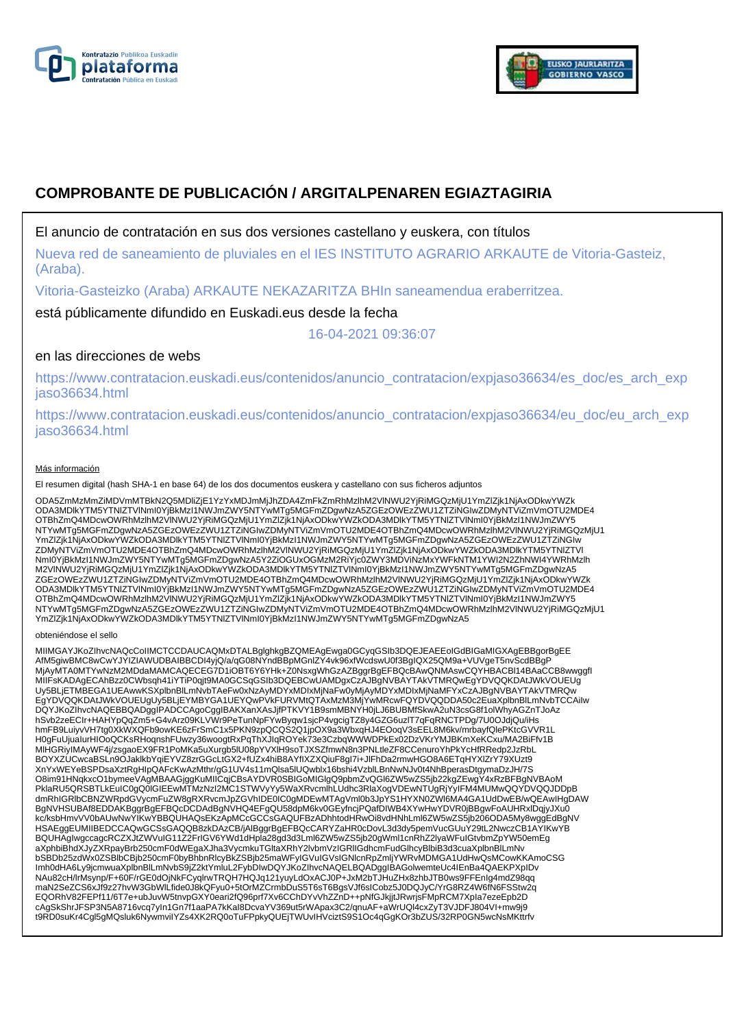# COMPROBANTE DE PUBLICACIÓN / ARGITALPENAREN EGIAZTAGIRIA

El anuncio de contratación en sus dos versiones castellano y euskera, con títulos

Nueva red de saneamiento de pluviales en el IES INSTITUTO AGRARIO ARKAUTE de Vitoria-Gasteiz, (Araba).

Vitoria-Gasteizko (Araba) ARKAUTE NEKAZARITZA BHIn saneamendua eraberritzea.

está públicamente difundido en Euskadi.eus desde la fecha

16-04-2021 09:36:07

en las direcciones de webs

https://www.contratacion.euskadi.eus/contenidos/anuncio_contratacion/expjaso36634/es_doc/es_arch_expjaso36634.html

https://www.contratacion.euskadi.eus/contenidos/anuncio_contratacion/expjaso36634/eu_doc/eu_arch_expjaso36634.html

Más información

El resumen digital (hash SHA-1 en base 64) de los dos documentos euskera y castellano con sus ficheros adjuntos

ODA5ZmMzMmZiMDVmMTBkN2Q5MDliZjE1YzYxMDJmMjJhZDA4ZmFkZmRhMzlhM2VlNWU2YjRiMGQzMjU1YmZlZjk1NjAxODkwYWZk
ODA3MDlkYTM5YTNlZTVlNmI0YjBkMzI1NWJmZWY5NTYwMTg5MGFmZDgwNzA5ZGEzOWEzZWU1ZTZiNGIwZDMyNTViZmVmOTU2MDE4
OTBhZmQ4MDcwOWRhMzlhM2VlNWU2YjRiMGQzMjU1YmZlZjk1NjAxODkwYWZkODA3MDlkYTM5YTNlZTVlNmI0YjBkMzI1NWJmZWY5
NTYwMTg5MGFmZDgwNzA5ZGEzOWEzZWU1ZTZiNGIwZDMyNTViZmVmOTU2MDE4OTBhZmQ4MDcwOWRhMzlhM2VlNWU2YjRiMGQzMjU1
YmZlZjk1NjAxODkwYWZkODA3MDlkYTM5YTNlZTVlNmI0YjBkMzI1NWJmZWY5NTYwMTg5MGFmZDgwNzA5ZGEzOWEzZWU1ZTZiNGIw
ZDMyNTViZmVmOTU2MDE4OTBhZmQ4MDcwOWRhMzlhM2VlNWU2YjRiMGQzMjU1YmZlZjk1NjAxODkwYWZkODA3MDlkYTM5YTNlZTVl
NmI0YjBkMzI1NWJmZWY5NTYwMTg5MGFmZDgwNzA5Y2ZiOGUxOGMzM2RiYjc0ZWY3MDViNzMxYWFkNTM1YWI2N2ZhNWI4YWRhMzlh
M2VlNWU2YjRiMGQzMjU1YmZlZjk1NjAxODkwYWZkODA3MDlkYTM5YTNlZTVlNmI0YjBkMzI1NWJmZWY5NTYwMTg5MGFmZDgwNzA5
ZGEzOWEzZWU1ZTZiNGIwZDMyNTViZmVmOTU2MDE4OTBhZmQ4MDcwOWRhMzlhM2VlNWU2YjRiMGQzMjU1YmZlZjk1NjAxODkwYWZk
ODA3MDlkYTM5YTNlZTVlNmI0YjBkMzI1NWJmZWY5NTYwMTg5MGFmZDgwNzA5ZGEzOWEzZWU1ZTZiNGIwZDMyNTViZmVmOTU2MDE4
OTBhZmQ4MDcwOWRhMzlhM2VlNWU2YjRiMGQzMjU1YmZlZjk1NjAxODkwYWZkODA3MDlkYTM5YTNlZTVlNmI0YjBkMzI1NWJmZWY5
NTYwMTg5MGFmZDgwNzA5ZGEzOWEzZWU1ZTZiNGIwZDMyNTViZmVmOTU2MDE4OTBhZmQ4MDcwOWRhMzlhM2VlNWU2YjRiMGQzMjU1
YmZlZjk1NjAxODkwYWZkODA3MDlkYTM5YTNlZTVlNmI0YjBkMzI1NWJmZWY5NTYwMTg5MGFmZDgwNzA5

obteniéndose el sello

MIIMGAYJKoZIhvcNAQcCoIIMCTCCDAUCAQMxDTALBglghkgBZQMEAgEwga0GCyqGSIb3DQEJEAEEoIGdBIGaMIGXAgEBBgorBgEE
AfM5giwBMC8wCwYJYIZIAWUDBAIBBCDI4yjQ/a/qG08NYndBBpMGnlZY4vk96xfWcdswU0f3BgIQX25QM9a+VUVgeT5nvScdBBgP
MjAyMTA0MTYwNzM2MDdaMAMCAQECEG7D1iOBT6Y6YHk+Z0NsxgWhGzAZBggrBgEFBQcBAwQNMAswCQYHBACBl14BAaCCB8wwggfI
MIIFsKADAgECAhBzz0CWbsqh41iYTiP0qjt9MA0GCSqGSIb3DQEBCwUAMDgxCzAJBgNVBAYTAkVTMRQwEgYDVQQKDAtJWkVOUEUg
Uy5BLjETMBEGA1UEAwwKSXplbnBlLmNvbTAeFw0xNzAyMDYxMDIxMjNaFw0yMjAyMDYxMDIxMjNaMFYxCzAJBgNVBAYTAkVTMRQw
EgYDVQQKDAtJWkVOUEUgUy5BLjEYMBYGA1UEYQwPVkFURVMtQTAxMzM3MjYwMRcwFQYDVQQDDA50c2EuaXplbnBlLmNvbTCCAiIw
DQYJKoZIhvcNAQEBBQADggIPADCCAgoCggIBAKXanXAsJjfPTKVY1B9smMBNYH0jLJ6BUBMfSkwA2uN3csG8f1olWhyAGZnTJoAz
hSvb2zeECIr+HAHYpQqZm5+G4vArz09KLVWr9PeTunNpFYwByqw1sjcP4vgcigTZ8y4GZG6uzlT7qFqRNCTPDg/7U0OJdjQu/iHs
hmFB9LuiyvVH7tg0XkWXQFb9owKE6zFrSmC1x5PKN9zpQCQS2Q1jpOX9a3WbxqHJ4EOoqV3sEEL8M6kv/mrbayfQlePKtcGVVR1L
H0gFuUjualurHIOoQCKsRHoqnshFUwzy36woogtRxPqThXJlqROYek73e3CzbqWWWDPkEx02DzVKrYMJBKmXeKCxu/MA2BiFfv1B
MIHGRiyIMAyWF4j/zsgaoEX9FR1PoMKa5uXurgb5lU08pYVXlH9soTJXSZfmwN8n3PNLtleZF8CCenuroYhPkYcHfRRedp2JzRbL
BOYXZUCwcaBSLn9OJaklkbYqiEYVZ8zrGGcLtGX2+fUZx4hiB8AYfIXZXQiuF8gI7i+JlFhDa2rmwHGO8A6ETqHYXlZrY79XUzt9
XnYxWEYeBSPDsaXztRgHIpQAFcKwAzMthr/gG1UV4s11mQlsa5lUQwblx16bshi4VzblLBnNwNJv0t4NhBperasDtgymaDzJH/7S
O8im91HNqkxcO1bymeeVAgMBAAGjggKuMIICqjCBsAYDVR0SBIGoMIGlgQ9pbmZvQGl6ZW5wZS5jb22kgZEwgY4xRzBFBgNVBAoM
PklaRU5QRSBTLkEuIC0gQ0lGIEEwMTMzNzI2MC1STWVyYy5WaXRvcmlhLUdhc3RlaXogVDEwNTUgRjYyIFM4MUMwQQYDVQQJDDpB
dmRhIGRlbCBNZWRpdGVycmFuZW8gRXRvcmJpZGVhIDE0IC0gMDEwMTAgVml0b3JpYS1HYXN0ZWl6MA4GA1UdDwEB/wQEAwIHgDAW
BgNVHSUBAf8EDDAKBggrBgEFBQcDCDAdBgNVHQ4EFgQU58dpM6kv0GEyfncjPQafDIWB4XYwHwYDVR0jBBgwFoAUHRxlDqjyJXu0
kc/ksbHmvVV0bAUwNwYIKwYBBQUHAQsEKzApMCcGCCsGAQUFBzADhhtodHRwOi8vdHNhLml6ZW5wZS5jb206ODA5My8wggEdBgNV
HSAEggEUMIIBEDCCAQwGCSsGAQQB8zkDAzCB/jAlBggrBgEFBQcCARYZaHR0cDovL3d3dy5pemVucGUuY29tL2NwczCB1AYIKwYB
BQUHAgIwgccagcRCZXJtZWVuIG11Z2FrIGV6YWd1dHpla28gd3d3Lml6ZW5wZS5jb20gWml1cnRhZ2lyaWFuIGtvbmZpYW50emEg
aXphbiBhdXJyZXRpayBrb250cmF0dWEgaXJha3VycmkuTGltaXRhY2lvbmVzIGRlIGdhcmFudGlhcyBlbiB3d3cuaXplbnBlLmNv
bSBDb25zdWx0ZSBlbCBjb250cmF0byBhbnRlcyBkZSBjb25maWFyIGVuIGVsIGNlcnRpZmljYWRvMDMGA1UdHwQsMCowKKAmoCSG
Imh0dHA6Ly9jcmwuaXplbnBlLmNvbS9jZ2ktYmluL2FybDIwDQYJKoZIhvcNAQELBQADggIBAGolwemteUc4lEnBa4QAEKPXplDv
NAu82cH/lrMsynp/F+60F/rGE0dOjNkFCyqlrwTRQH7HQJq121yuyLdOxACJ0P+JxM2bTJHuZHx8zhbJTB0ws9FFEnlg4mdZ98qq
maN2SeZCS6xJf9z27hvW3GbWlLfide0J8kQFyu0+5tOrMZCrmbDuS5T6sT6BgsVJf6slCobz5J0DQJyC/YrG8RZ4W6fN6FSStw2q
EQORhV82FEPf11/6T7e+ubJuvW5tnvpGXY0eari2fQ96prf7Xv6CChDYvVhZZnD++pNfGJkjjtJRwrjsFMpRCM7Xpla7ezeEpb2D
cAgSkShrJFSP3N5A8716vcq7yIn1Gn7f1aaPA7kKaI8DcvaYV369ut5rWApax3C2/qnuAF+aWrUQl4cxZyT3VJDFJ804VI+mw9j9
t9RD0suKr4Cgl5gMQsluk6NywmvilYZs4XK2RQ0oTuFPpkyQUEjTWUvIHVciztS9S1Oc4qGgKOr3bZUS/32RP0GN5wcNsMKttrfv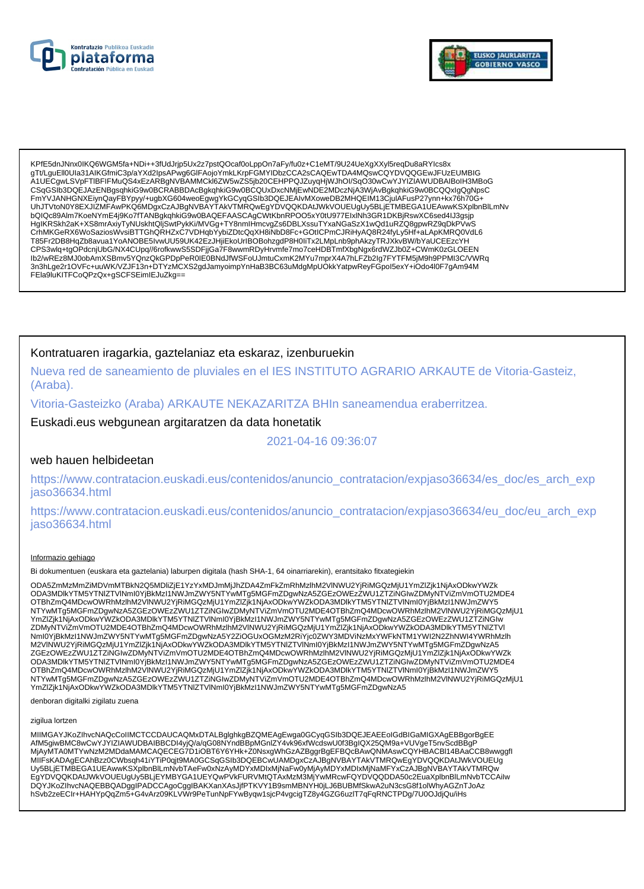KPfE5dnJNnx0IKQ6WGM5fa+NDi++3fUdJrjp5Ux2z7pstQOcaf0oLppOn7aFy/fu0z+C1eMT/9U24UeXgXXyl5reqDu8aRYIcs8x
gTt/LguEll0UIa31AIKGfmiC3p/aYXd2IpsAPwg6GlFAojoYmkLKrpFGMYIDbzCCA2sCAQEwTDA4MQswCQYDVQQGEwJFUzEUMBIG
A1UECgwLSVpFTlBFIFMuQS4xEzARBgNVBAMMCkl6ZW5wZS5jb20CEHPPQJZuyqHjWJhOI/SqO30wCwYJYIZIAWUDBAIBoIH3MBoG
CSqGSIb3DQEJAzENBgsqhkiG9w0BCRABBDAcBgkqhkiG9w0BCQUxDxcNMjEwNDE2MDczNjA3WjAvBgkqhkiG9w0BCQQxIgQgNpsC
FmYVJANHGNXEiynQayFBYpyy/+ugbXG604weoEgwgYkGCyqGSIb3DQEJEAIvMXoweDB2MHQEIM13CjulAFusP27ynn+kx76h70G+
UhJTVtoN0Y8EXJIZMFAwPKQ6MDgxCzAJBgNVBAYTAkVTMRQwEgYDVQQKDAtJWkVOUEUgUy5BLjETMBEGA1UEAwwKSXplbnBlLmNv
bQIQc89Alm7KoeNYmE4j9Ko7fTANBgkqhkiG9w0BAQEFAASCAgCWtKbnRPOO5xY0tU977ElxlNh3GR1DKBjRswXC6sed4IJ3gsjp
HgIKRSkh2aK+XS8mrAxiyTyNUskhtQljSwtPykKi/MVGg+TY8nmlHmcvgZs6DBLXssuTYxaNGaSzX1wQd1uRZQ8gpwRZ9qDkPVwS
CrhMKGeRX6WoSaziosWvsiBTTGhQRHZxC7VDHqbYybiZDtcQqXH8iNbD8Fc+GOtICPmCJRiHyAQ8R24fyLy5Hf+aLApKMRQ0VdL6
T85Fr2DB8HqZb8avua1YoANOBE5IvwUU59UK42EzJHjiEkoUrIBOBohzgdP8H0IiTx2LMpLnb9phAkzyTRJXkvBW/bYaUCEEzcYH
CPS3wlq+tgOPdcnjUbG/NX4CUpq//6rofkwwS5SDFjjGa7F8wwmRDyHrvmfe7mo7ceHDBTmfXbgNgx6rdWZJb0Z+CWmK0zGLOEEN
Ib2/wREz8MJ0obAmXSBmv5YQnzQkGPDpPeR0IE0BNdJfWSFoUJmtuCxmK2MYu7mprX4A7hLFZb2Ig7FYTFM5jM9h9PPMI3C/VWRq
3n3hLge2r1OVFc+uuWK/VZJF13n+DTYzMCXS2gdJamyoimpYnHaB3BC63uMdgMpUOkkYatpwReyFGpol5exY+iOdo4l0F7gAm94M
FEla9luKITFCoQPzQx+gSCFSEimlEJuZkg==

Kontratuaren iragarkia, gaztelaniaz eta eskaraz, izenburuekin

Nueva red de saneamiento de pluviales en el IES INSTITUTO AGRARIO ARKAUTE de Vitoria-Gasteiz, (Araba).

Vitoria-Gasteizko (Araba) ARKAUTE NEKAZARITZA BHIn saneamendua eraberritzea.

Euskadi.eus webgunean argitaratzen da data honetatik

2021-04-16 09:36:07

web hauen helbideetan

https://www.contratacion.euskadi.eus/contenidos/anuncio_contratacion/expjaso36634/es_doc/es_arch_expjaso36634.html

https://www.contratacion.euskadi.eus/contenidos/anuncio_contratacion/expjaso36634/eu_doc/eu_arch_expjaso36634.html

Informazio gehiago

Bi dokumentuen (euskara eta gaztelania) laburpen digitala (hash SHA-1, 64 oinarriarekin), erantsitako fitxategiekin

ODA5ZmMzMmZiMDVmMTBkN2Q5MDliZjE1YzYxMDJmMjJhZDA4ZmFkZmRhMzlhM2VlNWU2YjRiMGQzMjU1YmZlZjk1NjAxODkwYWZk
ODA3MDlkYTM5YTNlZTVlNmI0YjBkMzI1NWJmZWY5NTYwMTg5MGFmZDgwNzA5ZGEzOWEzZWU1ZTZiNGIwZDMyNTViZmVmOTU2MDE4
OTBhZmQ4MDcwOWRhMzlhM2VlNWU2YjRiMGQzMjU1YmZlZjk1NjAxODkwYWZkODA3MDlkYTM5YTNlZTVlNmI0YjBkMzI1NWJmZWY5
NTYwMTg5MGFmZDgwNzA5ZGEzOWEzZWU1ZTZiNGIwZDMyNTViZmVmOTU2MDE4OTBhZmQ4MDcwOWRhMzlhM2VlNWU2YjRiMGQzMjU1
YmZlZjk1NjAxODkwYWZkODA3MDlkYTM5YTNlZTVlNmI0YjBkMzI1NWJmZWY5NTYwMTg5MGFmZDgwNzA5ZGEzOWEzZWU1ZTZiNGIw
ZDMyNTViZmVmOTU2MDE4OTBhZmQ4MDcwOWRhMzlhM2VlNWU2YjRiMGQzMjU1YmZlZjk1NjAxODkwYWZkODA3MDlkYTM5YTNlZTVl
NmI0YjBkMzI1NWJmZWY5NTYwMTg5MGFmZDgwNzA5Y2ZiOGUxOGMzM2RiYjc0ZWY3MDViNzMxYWFkNTM1YWI2N2ZhNWI4YWRhMzlh
M2VlNWU2YjRiMGQzMjU1YmZlZjk1NjAxODkwYWZkODA3MDlkYTM5YTNlZTVlNmI0YjBkMzI1NWJmZWY5NTYwMTg5MGFmZDgwNzA5
ZGEzOWEzZWU1ZTZiNGIwZDMyNTViZmVmOTU2MDE4OTBhZmQ4MDcwOWRhMzlhM2VlNWU2YjRiMGQzMjU1YmZlZjk1NjAxODkwYWZk
ODA3MDlkYTM5YTNlZTVlNmI0YjBkMzI1NWJmZWY5NTYwMTg5MGFmZDgwNzA5ZGEzOWEzZWU1ZTZiNGIwZDMyNTViZmVmOTU2MDE4
OTBhZmQ4MDcwOWRhMzlhM2VlNWU2YjRiMGQzMjU1YmZlZjk1NjAxODkwYWZkODA3MDlkYTM5YTNlZTVlNmI0YjBkMzI1NWJmZWY5
NTYwMTg5MGFmZDgwNzA5ZGEzOWEzZWU1ZTZiNGIwZDMyNTViZmVmOTU2MDE4OTBhZmQ4MDcwOWRhMzlhM2VlNWU2YjRiMGQzMjU1
YmZlZjk1NjAxODkwYWZkODA3MDlkYTM5YTNlZTVlNmI0YjBkMzI1NWJmZWY5NTYwMTg5MGFmZDgwNzA5

denboran digitalki zigilatu zuena

zigilua lortzen

MIIMGAYJKoZIhvcNAQcCoIIMCTCCDAUCAQMxDTALBglghkgBZQMEAgEwga0GCyqGSIb3DQEJEAEEoIGdBIGaMIGXAgEBBgorBgEE
AfM5giwBMC8wCwYJYIZIAWUDBAIBBCDI4yjQ/a/qG08NYndBBpMGnlZY4vk96xfWcdswU0f3BgIQX25QM9a+VUVgeT5nvScdBBgP
MjAyMTA0MTYwNzM2MDdaMAMCAQECEG7D1iOBT6Y6YHk+Z0NsxgWhGzAZBggrBgEFBQcBAwQNMAswCQYHBACBl14BAaCCB8wwggfI
MIIFsKADAgECAhBzz0CWbsqh41iYTiP0qjt9MA0GCSqGSIb3DQEBCwUAMDgxCzAJBgNVBAYTAkVTMRQwEgYDVQQKDAtJWkVOUEUg
Uy5BLjETMBEGA1UEAwwKSXplbnBlLmNvbTAeFw0xNzAyMDYxMDIxMjNaFw0yMjAyMDYxMDIxMjNaMFYxCzAJBgNVBAYTAkVTMRQw
EgYDVQQKDAtJWkVOUEUgUy5BLjEYMBYGA1UEYQwPVkFURVMtQTAxMzM3MjYwMRcwFQYDVQQDDA50c2EuaXplbnBlLmNvbTCCAilw
DQYJKoZIhvcNAQEBBQADggIPADCCAgoCggIBAKXanXAsJjfPTKVY1B9smMBNYH0jLJ6BUBMfSkwA2uN3csG8f1olWhyAGZnTJoAz
hSvb2zeECIr+HAHYpQqZm5+G4vArz09KLVWr9PeTunNpFYwByqw1sjcP4vgcigTZ8y4GZG6uzlT7qFqRNCTPDg/7U0OJdjQu/iHs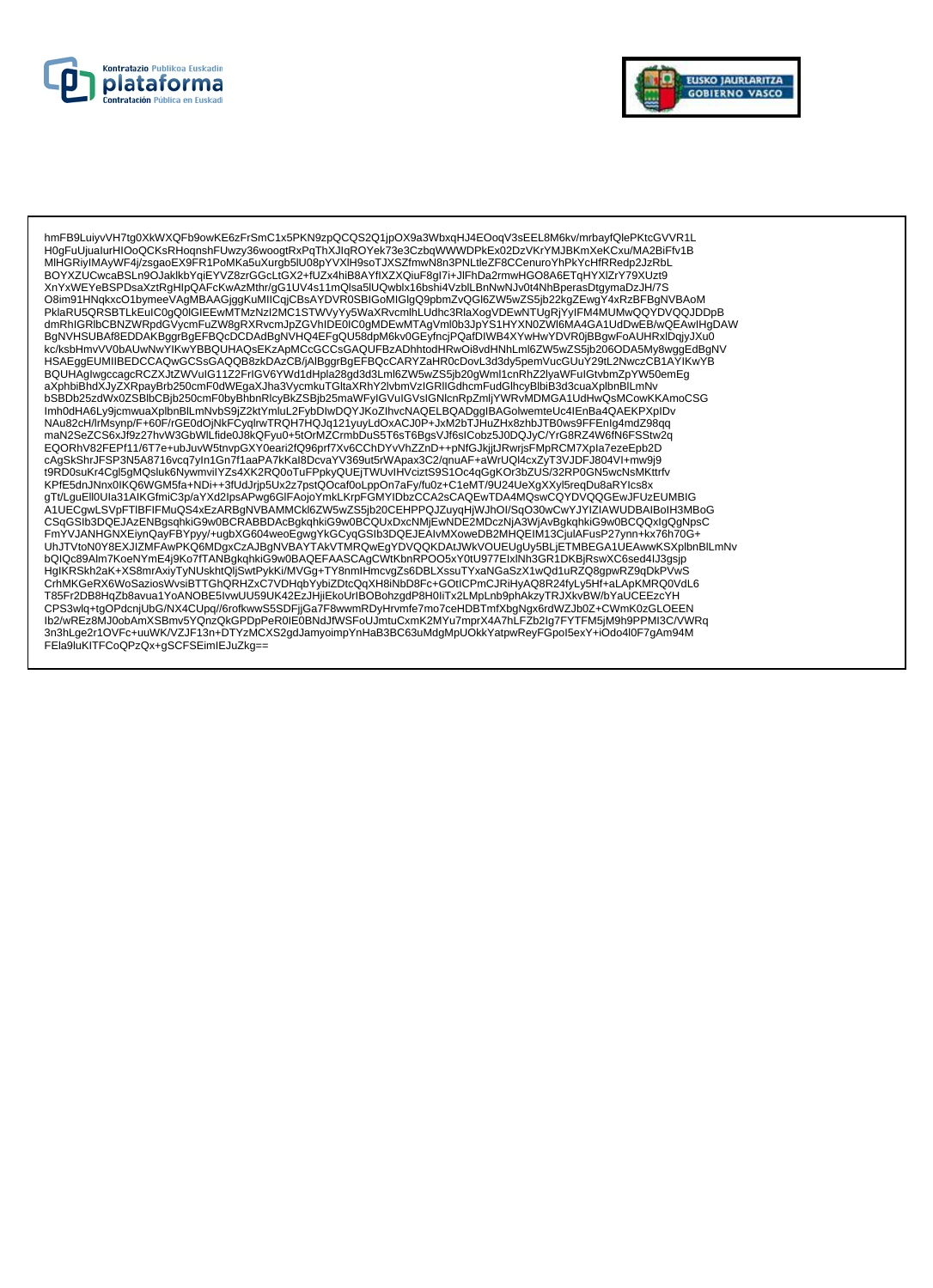```
hmFB9LuiyvVH7tg0XkWXQFb9owKE6zFrSmC1x5PKN9zpQCQS2Q1jpOX9a3WbxqHJ4EOoqV3sEEL8M6kv/mrbayfQlePKtcGVVR1L
H0gFuUjuaIurHIOoQCKsRHoqnshFUwzy36woogtRxPqThXJIqROYek73e3CzbqWWWDPkEx02DzVKrYMJBKmXeKCxu/MA2BiFfv1B
MIHGRiyIMAyWF4j/zsgaoEX9FR1PoMKa5uXurgb5lU08pYVXlH9soTJXSZfmwN8n3PNLtleZF8CCenuroYhPkYcHfRRedp2JzRbL
BOYXZUCwcaBSLn9OJaklkbYqiEYVZ8zrGGcLtGX2+fUZx4hiB8AYfIXZXQiuF8gI7i+JlFhDa2rmwHGO8A6ETqHYXlZrY79XUzt9
XnYxWEYeBSPDsaXztRgHIpQAFcKwAzMthr/gG1UV4s11mQlsa5lUQwblx16bshi4VzblLBnNwNJv0t4NhBperasDtgymaDzJH/7S
O8im91HNqkxcO1bymeeVAgMBAAGjggKuMIICqjCBsAYDVR0SBIGoMIGlgQ9pbmZvQGl6ZW5wZS5jb22kgZEwgY4xRzBFBgNVBAoM
PklaRU5QRSBTLkEuIC0gQ0lGIEEwMTMzNzI2MC1STWVyYy5WaXRvcmlhLUdhc3RlaXogVDEwNTUgRjYyIFM4MUMwQQYDVQQJDDpB
dmRhIGRlbCBNZWRpdGVycmFuZW8gRXRvcmJpZGVhIDE0IC0gMDEwMTAgVml0b3JpYS1HYXN0ZWl6MA4GA1UdDwEB/wQEAwIHgDAW
BgNVHSUBAf8EDDAKBggrBgEFBQcDCDAdBgNVHQ4EFgQU58dpM6kv0GEyfncjPQafDIWB4XYwHwYDVR0jBBgwFoAUHRxlDqjyJXu0
kc/ksbHmvVV0bAUwNwYIKwYBBQUHAQsEKzApMCcGCCsGAQUFBzADhhtodHRwOi8vdHNhLml6ZW5wZS5jb206ODA5My8wggEdBgNV
HSAEggEUMIIBEDCCAQwGCSsGAQQB8zkDAzCB/jAlBggrBgEFBQcCARYZaHR0cDovL3d3dy5pemVucGUuY29tL2NwczCB1AYIKwYB
BQUHAgIwgccagcRCZXJtZWVuIG11Z2FrIGV6YWd1dHpla28gd3d3Lml6ZW5wZS5jb20gWml1cnRhZ2lyaWFuIGtvbmZpYW50emEg
aXphbiBhdXJyZXRpayBrb250cmF0dWEgaXJha3VycmkuTGltaXRhY2lvbmVzIGRlIGdhcmFudGlhcyBlbiB3d3cuaXplbnBlLmNv
bSBDb25zdWx0ZSBlbCBjb250cmF0byBhbnRlcyBkZSBjb25maWFyIGVuIGVsIGNlcnRpZmljYWRvMDMGA1UdHwQsMCowKKAmoCSG
Imh0dHA6Ly9jcmwuaXplbnBlLmNvbS9jZ2ktYmluL2FybDIwDQYJKoZIhvcNAQELBQADggIBAGolwemteUc4IEnBa4QAEKPXpIDv
NAu82cH/lrMsynp/F+60F/rGE0dOjNkFCyqlrwTRQH7HQJq121yuyLdOxACJ0P+JxM2bTJHuZHx8zhbJTB0ws9FFEnIg4mdZ98qq
maN2SeZCS6xJf9z27hvW3GbWlLfide0J8kQFyu0+5tOrMZCrmbDuS5T6sT6BgsVJf6sICobz5J0DQJyC/YrG8RZ4W6fN6FSStw2q
EQORhV82FEPf11/6T7e+ubJuvW5tnvpGXY0eari2fQ96prf7Xv6CChDYvVhZZnD++pNfGJkjjtJRwrjsFMpRCM7XpIa7ezeEpb2D
cAgSkShrJFSP3N5A8716vcq7yIn1Gn7f1aaPA7kKal8DcvaYV369ut5rWApax3C2/qnuAF+aWrUQl4cxZyT3VJDFJ804VI+mw9j9
t9RD0suKr4Cgl5gMQsluk6NywmviIYZs4XK2RQ0oTuFPpkyQUEjTWUvIHVciztS9S1Oc4qGgKOr3bZUS/32RP0GN5wcNsMKttrfv
KPfE5dnJNnx0IKQ6WGM5fa+NDi++3fUdJrjp5Ux2z7pstQOcaf0oLppOn7aFy/fu0z+C1eMT/9U24UeXgXXyl5reqDu8aRYIcs8x
gTt/LguEll0UIa31AIKGfmiC3p/aYXd2IpsAPwg6GlFAojoYmkLKrpFGMYIDbzCCA2sCAQEwTDA4MQswCQYDVQQGEwJFUzEUMBIG
A1UECgwLSVpFTlBFIFMuQS4xEzARBgNVBAMMCkl6ZW5wZS5jb20CEHPPQJZuyqHjWJhOI/SqO30wCwYJYIZIAWUDBAIBoIH3MBoG
CSqGSIb3DQEJAzENBgsqhkiG9w0BCRABBDAcBgkqhkiG9w0BCQUxDxcNMjEwNDE2MDczNjA3WjAvBgkqhkiG9w0BCQQxIgQgNpsC
FmYVJANHGNXEiynQayFBYpyy/+ugbXG604weoEgwgYkGCyqGSIb3DQEJEAIvMXoweDB2MHQEIM13CjulAFusP27ynn+kx76h70G+
UhJTVtoN0Y8EXJIZMFAwPKQ6MDgxCzAJBgNVBAYTAkVTMRQwEgYDVQQKDAtJWkVOUEUgUy5BLjETMBEGA1UEAwwKSXplbnBlLmNv
bQIQc89Alm7KoeNYmE4j9Ko7fTANBgkqhkiG9w0BAQEFAASCAgCWtKbnRPOO5xY0tU977ElxlNh3GR1DKBjRswXC6sed4lJ3gsjp
HgIKRSkh2aK+XS8mrAxiyTyNUskhtQljSwtPykKi/MVGg+TY8nmlHmcvgZs6DBLXssuTYxaNGaSzX1wQd1uRZQ8gpwRZ9qDkPVwS
CrhMKGeRX6WoSaziosWvsiBTTGhQRHZxC7VDHqbYybiZDtcQqXH8iNbD8Fc+GOtICPmCJRiHyAQ8R24fyLy5Hf+aLApKMRQ0VdL6
T85Fr2DB8HqZb8avua1YoANOBE5IvwUU59UK42EzJHjiEkoUrIBOBohzgdP8H0IiTx2LMpLnb9phAkzyTRJXkvBW/bYaUCEEzcYH
CPS3wlq+tgOPdcnjUbG/NX4CUpq//6rofkwwS5SDFjjGa7F8wwmRDyHrvmfe7mo7ceHDBTmfXbgNgx6rdWZJb0Z+CWmK0zGLOEEN
Ib2/wREz8MJ0obAmXSBmv5YQnzQkGPDpPeR0IE0BNdJfWSFoUJmtuCxmK2MYu7mprX4A7hLFZb2Ig7FYTFM5jM9h9PPMI3C/VWRq
3n3hLge2r1OVFc+uuWK/VZJF13n+DTYzMCXS2gdJamyoimpYnHaB3BC63uMdgMpUOkkYatpwReyFGpoI5exY+iOdo4l0F7gAm94M
FEla9luKITFCoQPzQx+gSCFSEimIEJuZkg==
```